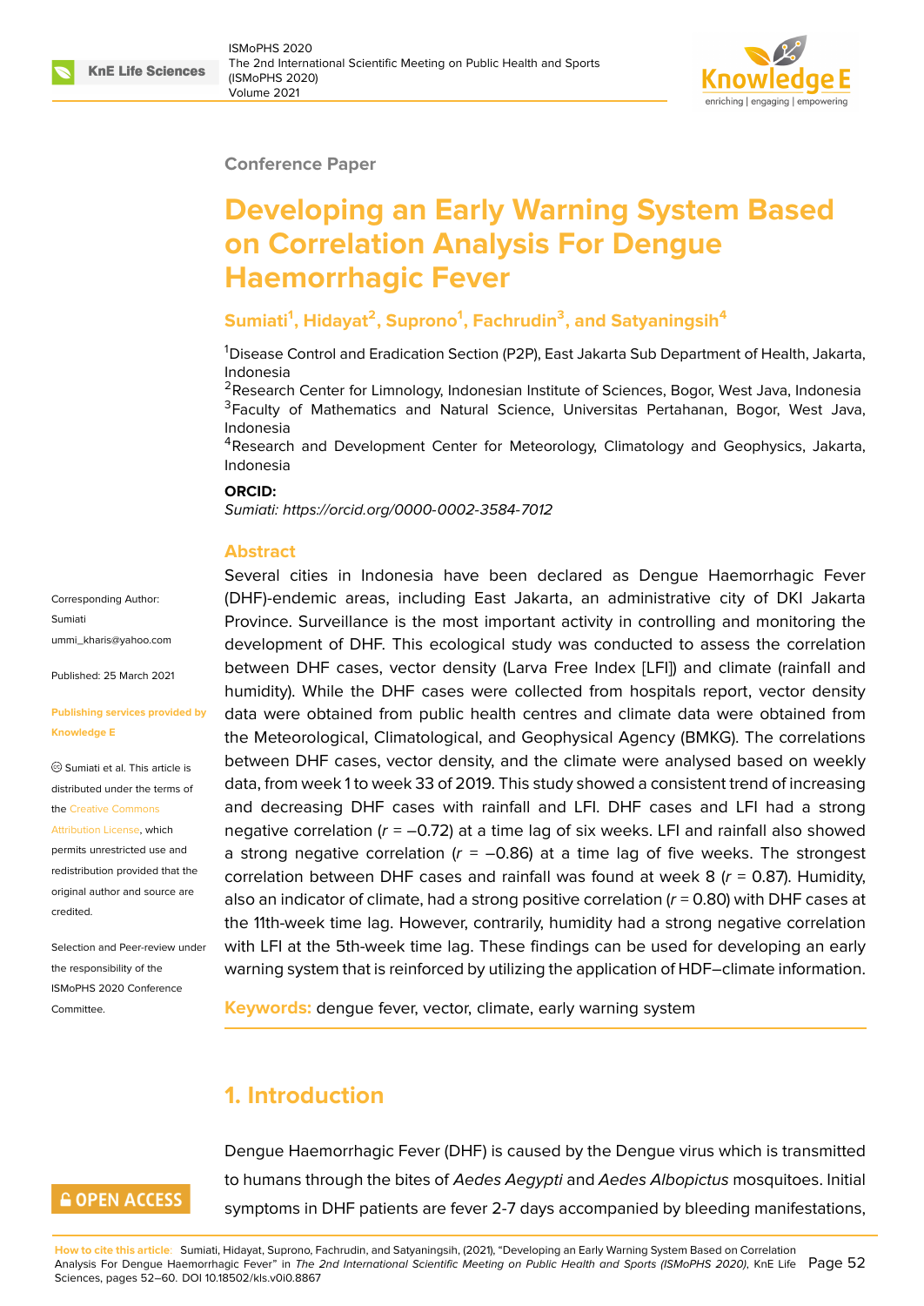Conference Paper

# Developing an Early Warning System Based on Correlation Analysis For Dengue Haemorrhagic Fever

**Sumiati[1], Hidayat[2], Suprono[1], Fachrudin[3], and Satyaningsih[4]**

[1]Disease Control and Eradication Section (P2P), East Jakarta Sub Department of Health, Jakarta, Indonesia
[2]Research Center for Limnology, Indonesian Institute of Sciences, Bogor, West Java, Indonesia
[3]Faculty of Mathematics and Natural Science, Universitas Pertahanan, Bogor, West Java, Indonesia
[4]Research and Development Center for Meteorology, Climatology and Geophysics, Jakarta, Indonesia

**ORCID:**
*Sumiati: https://orcid.org/0000-0002-3584-7012*

Corresponding Author: Sumiati
ummi_kharis@yahoo.com

Published: 25 March 2021

Publishing services provided by Knowledge E

© Sumiati et al. This article is distributed under the terms of the Creative Commons Attribution License, which permits unrestricted use and redistribution provided that the original author and source are credited.

Selection and Peer-review under the responsibility of the ISMoPHS 2020 Conference Committee.

## Abstract

Several cities in Indonesia have been declared as Dengue Haemorrhagic Fever (DHF)-endemic areas, including East Jakarta, an administrative city of DKI Jakarta Province. Surveillance is the most important activity in controlling and monitoring the development of DHF. This ecological study was conducted to assess the correlation between DHF cases, vector density (Larva Free Index [LFI]) and climate (rainfall and humidity). While the DHF cases were collected from hospitals report, vector density data were obtained from public health centres and climate data were obtained from the Meteorological, Climatological, and Geophysical Agency (BMKG). The correlations between DHF cases, vector density, and the climate were analysed based on weekly data, from week 1 to week 33 of 2019. This study showed a consistent trend of increasing and decreasing DHF cases with rainfall and LFI. DHF cases and LFI had a strong negative correlation ($r$ = –0.72) at a time lag of six weeks. LFI and rainfall also showed a strong negative correlation ($r$ = –0.86) at a time lag of five weeks. The strongest correlation between DHF cases and rainfall was found at week 8 ($r$ = 0.87). Humidity, also an indicator of climate, had a strong positive correlation ($r$ = 0.80) with DHF cases at the 11th-week time lag. However, contrarily, humidity had a strong negative correlation with LFI at the 5th-week time lag. These findings can be used for developing an early warning system that is reinforced by utilizing the application of HDF–climate information.

**Keywords:** dengue fever, vector, climate, early warning system

## 1. Introduction

Dengue Haemorrhagic Fever (DHF) is caused by the Dengue virus which is transmitted to humans through the bites of *Aedes Aegypti* and *Aedes Albopictus* mosquitoes. Initial symptoms in DHF patients are fever 2-7 days accompanied by bleeding manifestations,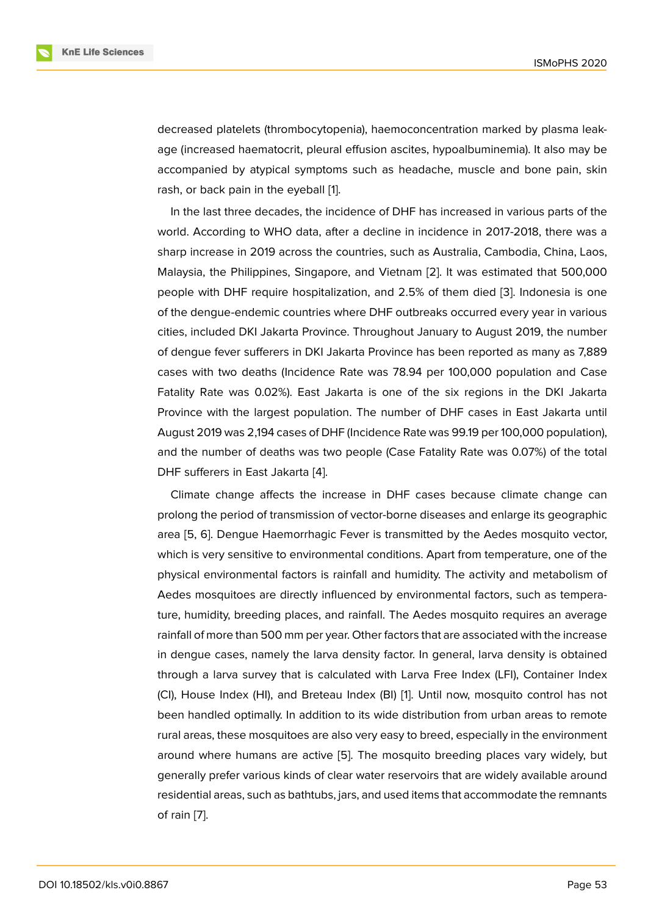decreased platelets (thrombocytopenia), haemoconcentration marked by plasma leakage (increased haematocrit, pleural effusion ascites, hypoalbuminemia). It also may be accompanied by atypical symptoms such as headache, muscle and bone pain, skin rash, or back pain in the eyeball [1].

In the last three decades, the incidence of DHF has increased in various parts of the world. According to WHO data, after a decline in incidence in 2017-2018, there was a sharp increase in 2019 across the countries, such as Australia, Cambodia, China, Laos, Malaysia, the Philippines, Singapore, and Vietnam [2]. It was estimated that 500,000 people with DHF require hospitalization, and 2.5% of them died [3]. Indonesia is one of the dengue-endemic countries where DHF outbreaks occurred every year in various cities, included DKI Jakarta Province. Throughout January to August 2019, the number of dengue fever sufferers in DKI Jakarta Province has been reported as many as 7,889 cases with two deaths (Incidence Rate was 78.94 per 100,000 population and Case Fatality Rate was 0.02%). East Jakarta is one of the six regions in the DKI Jakarta Province with the largest population. The number of DHF cases in East Jakarta until August 2019 was 2,194 cases of DHF (Incidence Rate was 99.19 per 100,000 population), and the number of deaths was two people (Case Fatality Rate was 0.07%) of the total DHF sufferers in East Jakarta [4].

Climate change affects the increase in DHF cases because climate change can prolong the period of transmission of vector-borne diseases and enlarge its geographic area [5, 6]. Dengue Haemorrhagic Fever is transmitted by the Aedes mosquito vector, which is very sensitive to environmental conditions. Apart from temperature, one of the physical environmental factors is rainfall and humidity. The activity and metabolism of Aedes mosquitoes are directly influenced by environmental factors, such as temperature, humidity, breeding places, and rainfall. The Aedes mosquito requires an average rainfall of more than 500 mm per year. Other factors that are associated with the increase in dengue cases, namely the larva density factor. In general, larva density is obtained through a larva survey that is calculated with Larva Free Index (LFI), Container Index (CI), House Index (HI), and Breteau Index (BI) [1]. Until now, mosquito control has not been handled optimally. In addition to its wide distribution from urban areas to remote rural areas, these mosquitoes are also very easy to breed, especially in the environment around where humans are active [5]. The mosquito breeding places vary widely, but generally prefer various kinds of clear water reservoirs that are widely available around residential areas, such as bathtubs, jars, and used items that accommodate the remnants of rain [7].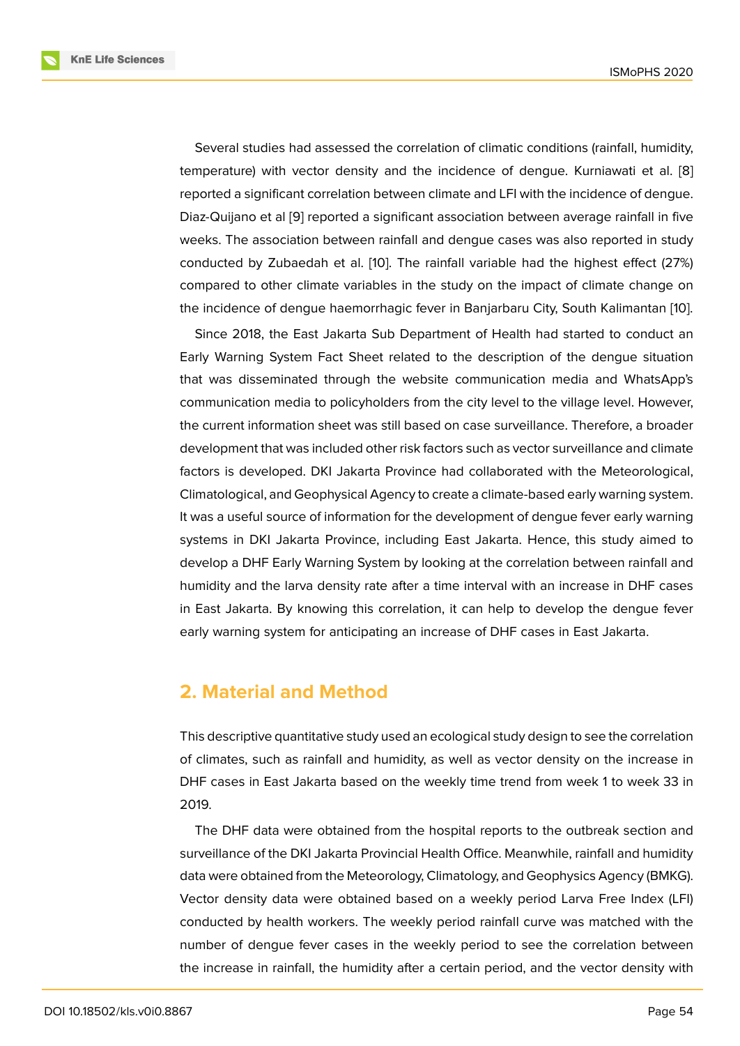Several studies had assessed the correlation of climatic conditions (rainfall, humidity, temperature) with vector density and the incidence of dengue. Kurniawati et al. [8] reported a significant correlation between climate and LFI with the incidence of dengue. Diaz-Quijano et al [9] reported a significant association between average rainfall in five weeks. The association between rainfall and dengue cases was also reported in study conducted by Zubaedah et al. [10]. The rainfall variable had the highest effect (27%) compared to other climate variables in the study on the impact of climate change on the incidence of dengue haemorrhagic fever in Banjarbaru City, South Kalimantan [10].

Since 2018, the East Jakarta Sub Department of Health had started to conduct an Early Warning System Fact Sheet related to the description of the dengue situation that was disseminated through the website communication media and WhatsApp's communication media to policyholders from the city level to the village level. However, the current information sheet was still based on case surveillance. Therefore, a broader development that was included other risk factors such as vector surveillance and climate factors is developed. DKI Jakarta Province had collaborated with the Meteorological, Climatological, and Geophysical Agency to create a climate-based early warning system. It was a useful source of information for the development of dengue fever early warning systems in DKI Jakarta Province, including East Jakarta. Hence, this study aimed to develop a DHF Early Warning System by looking at the correlation between rainfall and humidity and the larva density rate after a time interval with an increase in DHF cases in East Jakarta. By knowing this correlation, it can help to develop the dengue fever early warning system for anticipating an increase of DHF cases in East Jakarta.

## 2. Material and Method

This descriptive quantitative study used an ecological study design to see the correlation of climates, such as rainfall and humidity, as well as vector density on the increase in DHF cases in East Jakarta based on the weekly time trend from week 1 to week 33 in 2019.

The DHF data were obtained from the hospital reports to the outbreak section and surveillance of the DKI Jakarta Provincial Health Office. Meanwhile, rainfall and humidity data were obtained from the Meteorology, Climatology, and Geophysics Agency (BMKG). Vector density data were obtained based on a weekly period Larva Free Index (LFI) conducted by health workers. The weekly period rainfall curve was matched with the number of dengue fever cases in the weekly period to see the correlation between the increase in rainfall, the humidity after a certain period, and the vector density with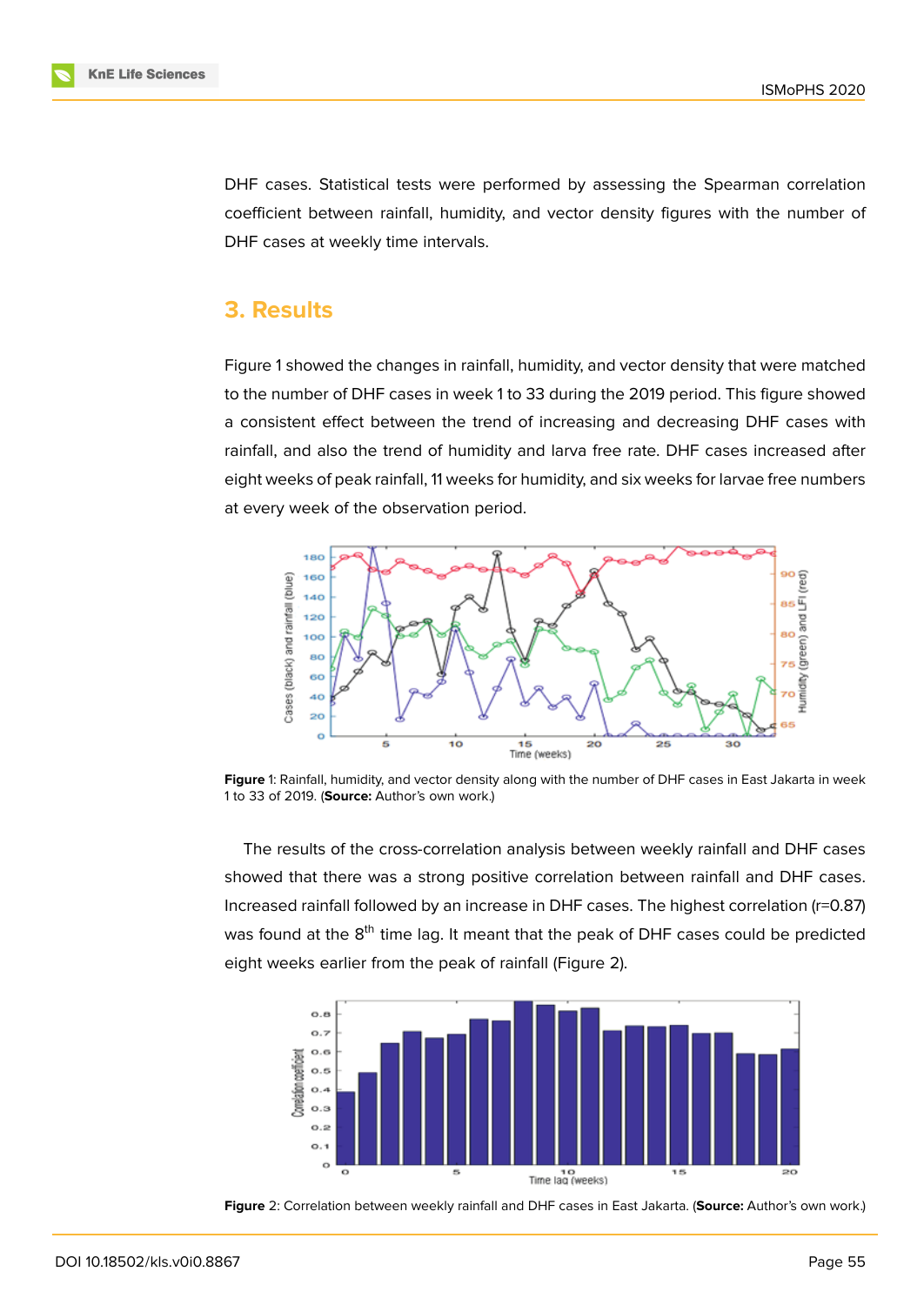DHF cases. Statistical tests were performed by assessing the Spearman correlation coefficient between rainfall, humidity, and vector density figures with the number of DHF cases at weekly time intervals.

## 3. Results

Figure 1 showed the changes in rainfall, humidity, and vector density that were matched to the number of DHF cases in week 1 to 33 during the 2019 period. This figure showed a consistent effect between the trend of increasing and decreasing DHF cases with rainfall, and also the trend of humidity and larva free rate. DHF cases increased after eight weeks of peak rainfall, 11 weeks for humidity, and six weeks for larvae free numbers at every week of the observation period.

**Figure** 1: Rainfall, humidity, and vector density along with the number of DHF cases in East Jakarta in week 1 to 33 of 2019. (**Source:** Author's own work.)

The results of the cross-correlation analysis between weekly rainfall and DHF cases showed that there was a strong positive correlation between rainfall and DHF cases. Increased rainfall followed by an increase in DHF cases. The highest correlation (r=0.87) was found at the 8th time lag. It meant that the peak of DHF cases could be predicted eight weeks earlier from the peak of rainfall (Figure 2).

**Figure** 2: Correlation between weekly rainfall and DHF cases in East Jakarta. (**Source:** Author's own work.)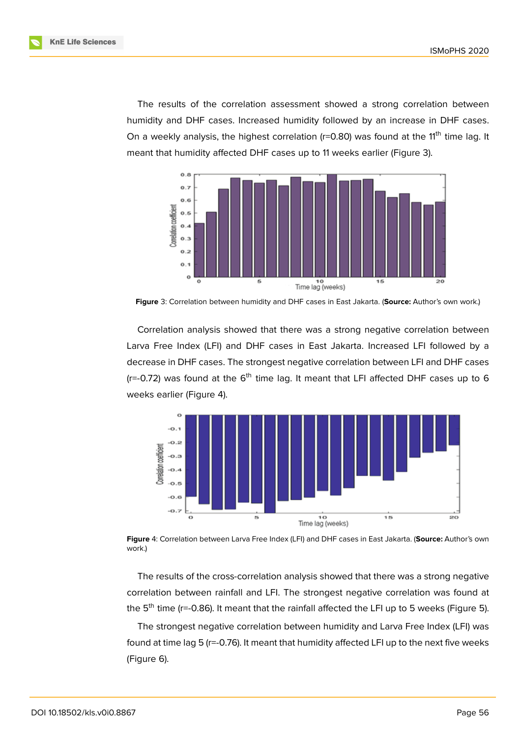The results of the correlation assessment showed a strong correlation between humidity and DHF cases. Increased humidity followed by an increase in DHF cases. On a weekly analysis, the highest correlation (r=0.80) was found at the 11$^{th}$ time lag. It meant that humidity affected DHF cases up to 11 weeks earlier (Figure 3).

**Figure** 3: Correlation between humidity and DHF cases in East Jakarta. (**Source:** Author's own work.)

Correlation analysis showed that there was a strong negative correlation between Larva Free Index (LFI) and DHF cases in East Jakarta. Increased LFI followed by a decrease in DHF cases. The strongest negative correlation between LFI and DHF cases (r=-0.72) was found at the 6$^{th}$ time lag. It meant that LFI affected DHF cases up to 6 weeks earlier (Figure 4).

**Figure** 4: Correlation between Larva Free Index (LFI) and DHF cases in East Jakarta. (**Source:** Author's own work.)

The results of the cross-correlation analysis showed that there was a strong negative correlation between rainfall and LFI. The strongest negative correlation was found at the 5$^{th}$ time (r=-0.86). It meant that the rainfall affected the LFI up to 5 weeks (Figure 5).

The strongest negative correlation between humidity and Larva Free Index (LFI) was found at time lag 5 (r=-0.76). It meant that humidity affected LFI up to the next five weeks (Figure 6).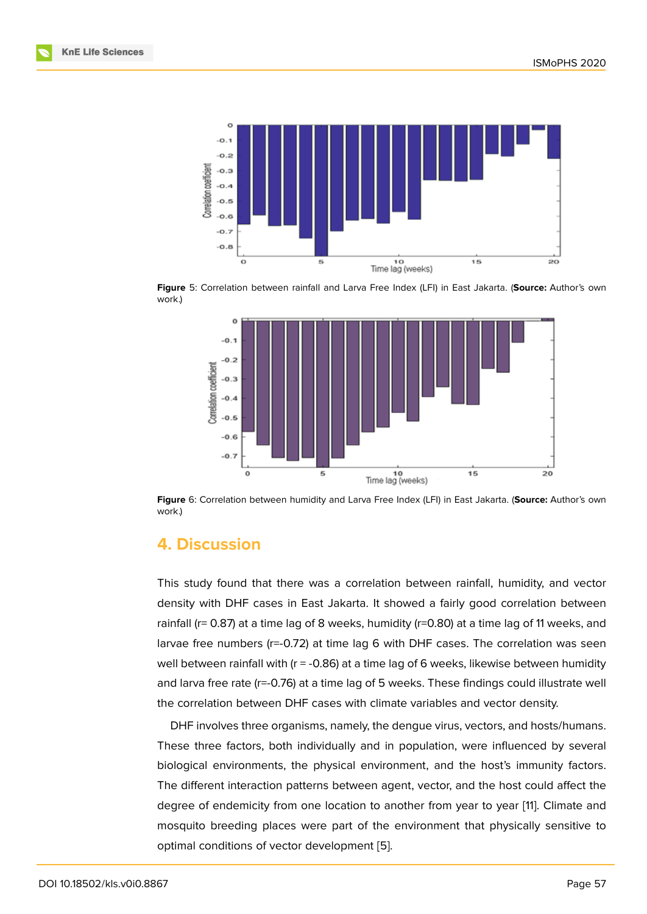**Figure** 5: Correlation between rainfall and Larva Free Index (LFI) in East Jakarta. (**Source:** Author's own work.)

**Figure** 6: Correlation between humidity and Larva Free Index (LFI) in East Jakarta. (**Source:** Author's own work.)

## 4. Discussion

This study found that there was a correlation between rainfall, humidity, and vector density with DHF cases in East Jakarta. It showed a fairly good correlation between rainfall (r= 0.87) at a time lag of 8 weeks, humidity (r=0.80) at a time lag of 11 weeks, and larvae free numbers (r=-0.72) at time lag 6 with DHF cases. The correlation was seen well between rainfall with (r = -0.86) at a time lag of 6 weeks, likewise between humidity and larva free rate (r=-0.76) at a time lag of 5 weeks. These findings could illustrate well the correlation between DHF cases with climate variables and vector density.

DHF involves three organisms, namely, the dengue virus, vectors, and hosts/humans. These three factors, both individually and in population, were influenced by several biological environments, the physical environment, and the host's immunity factors. The different interaction patterns between agent, vector, and the host could affect the degree of endemicity from one location to another from year to year [11]. Climate and mosquito breeding places were part of the environment that physically sensitive to optimal conditions of vector development [5].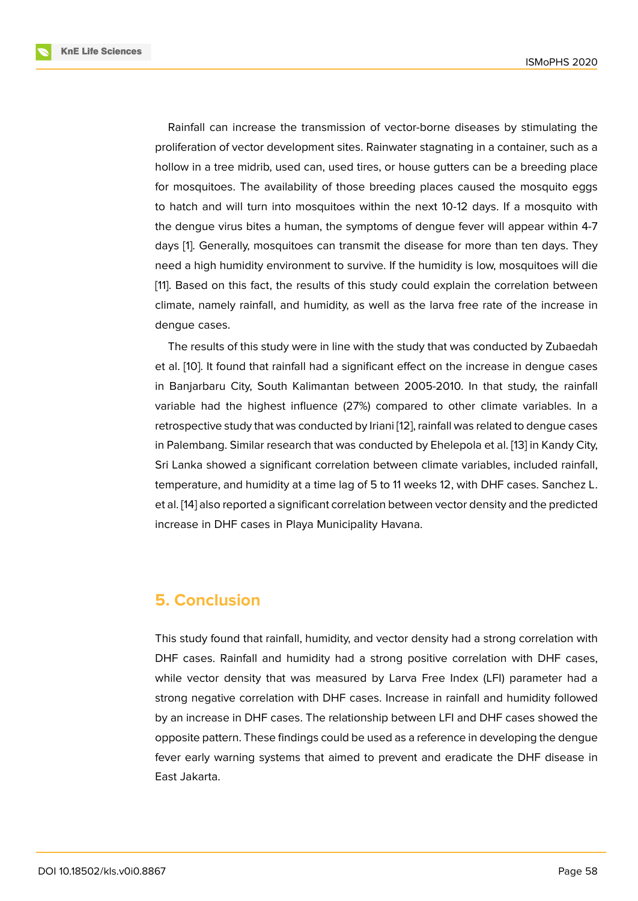Rainfall can increase the transmission of vector-borne diseases by stimulating the proliferation of vector development sites. Rainwater stagnating in a container, such as a hollow in a tree midrib, used can, used tires, or house gutters can be a breeding place for mosquitoes. The availability of those breeding places caused the mosquito eggs to hatch and will turn into mosquitoes within the next 10-12 days. If a mosquito with the dengue virus bites a human, the symptoms of dengue fever will appear within 4-7 days [1]. Generally, mosquitoes can transmit the disease for more than ten days. They need a high humidity environment to survive. If the humidity is low, mosquitoes will die [11]. Based on this fact, the results of this study could explain the correlation between climate, namely rainfall, and humidity, as well as the larva free rate of the increase in dengue cases.

The results of this study were in line with the study that was conducted by Zubaedah et al. [10]. It found that rainfall had a significant effect on the increase in dengue cases in Banjarbaru City, South Kalimantan between 2005-2010. In that study, the rainfall variable had the highest influence (27%) compared to other climate variables. In a retrospective study that was conducted by Iriani [12], rainfall was related to dengue cases in Palembang. Similar research that was conducted by Ehelepola et al. [13] in Kandy City, Sri Lanka showed a significant correlation between climate variables, included rainfall, temperature, and humidity at a time lag of 5 to 11 weeks 12, with DHF cases. Sanchez L. et al. [14] also reported a significant correlation between vector density and the predicted increase in DHF cases in Playa Municipality Havana.

## 5. Conclusion

This study found that rainfall, humidity, and vector density had a strong correlation with DHF cases. Rainfall and humidity had a strong positive correlation with DHF cases, while vector density that was measured by Larva Free Index (LFI) parameter had a strong negative correlation with DHF cases. Increase in rainfall and humidity followed by an increase in DHF cases. The relationship between LFI and DHF cases showed the opposite pattern. These findings could be used as a reference in developing the dengue fever early warning systems that aimed to prevent and eradicate the DHF disease in East Jakarta.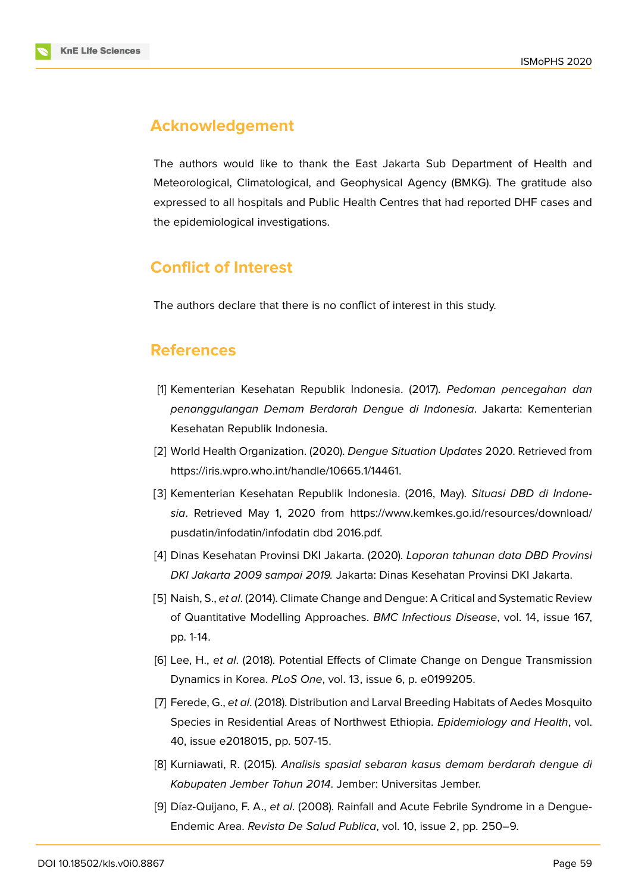## Acknowledgement

The authors would like to thank the East Jakarta Sub Department of Health and Meteorological, Climatological, and Geophysical Agency (BMKG). The gratitude also expressed to all hospitals and Public Health Centres that had reported DHF cases and the epidemiological investigations.

## Conflict of Interest

The authors declare that there is no conflict of interest in this study.

## References

[1] Kementerian Kesehatan Republik Indonesia. (2017). *Pedoman pencegahan dan penanggulangan Demam Berdarah Dengue di Indonesia*. Jakarta: Kementerian Kesehatan Republik Indonesia.

[2] World Health Organization. (2020). *Dengue Situation Updates* 2020. Retrieved from https://iris.wpro.who.int/handle/10665.1/14461.

[3] Kementerian Kesehatan Republik Indonesia. (2016, May). *Situasi DBD di Indonesia*. Retrieved May 1, 2020 from https://www.kemkes.go.id/resources/download/pusdatin/infodatin/infodatin dbd 2016.pdf.

[4] Dinas Kesehatan Provinsi DKI Jakarta. (2020). *Laporan tahunan data DBD Provinsi DKI Jakarta 2009 sampai 2019.* Jakarta: Dinas Kesehatan Provinsi DKI Jakarta.

[5] Naish, S., *et al*. (2014). Climate Change and Dengue: A Critical and Systematic Review of Quantitative Modelling Approaches. *BMC Infectious Disease*, vol. 14, issue 167, pp. 1-14.

[6] Lee, H., *et al*. (2018). Potential Effects of Climate Change on Dengue Transmission Dynamics in Korea. *PLoS One*, vol. 13, issue 6, p. e0199205.

[7] Ferede, G., *et al*. (2018). Distribution and Larval Breeding Habitats of Aedes Mosquito Species in Residential Areas of Northwest Ethiopia. *Epidemiology and Health*, vol. 40, issue e2018015, pp. 507-15.

[8] Kurniawati, R. (2015). *Analisis spasial sebaran kasus demam berdarah dengue di Kabupaten Jember Tahun 2014*. Jember: Universitas Jember.

[9] Díaz-Quijano, F. A., *et al*. (2008). Rainfall and Acute Febrile Syndrome in a Dengue-Endemic Area. *Revista De Salud Publica*, vol. 10, issue 2, pp. 250–9.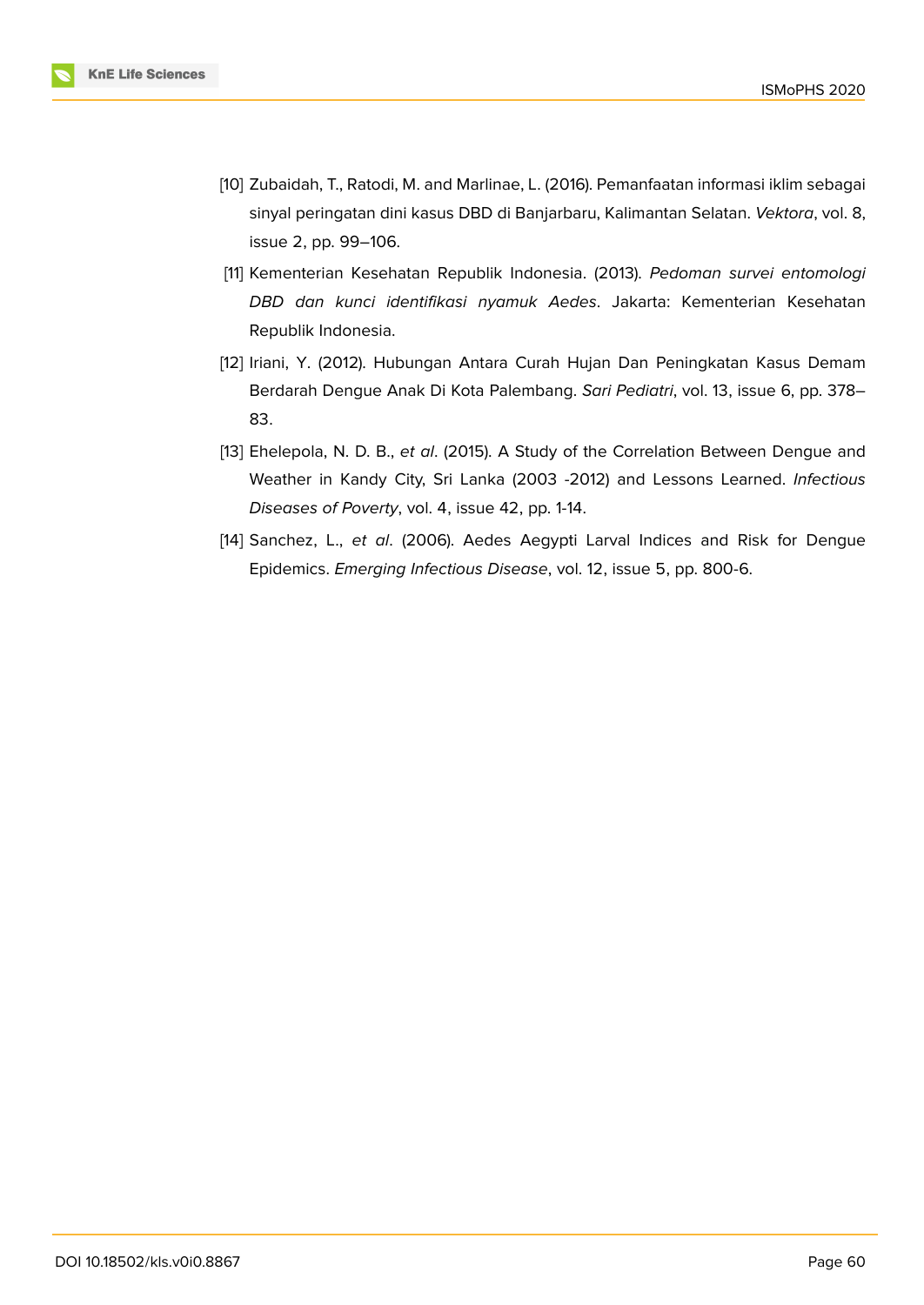[10] Zubaidah, T., Ratodi, M. and Marlinae, L. (2016). Pemanfaatan informasi iklim sebagai sinyal peringatan dini kasus DBD di Banjarbaru, Kalimantan Selatan. *Vektora*, vol. 8, issue 2, pp. 99–106.

[11] Kementerian Kesehatan Republik Indonesia. (2013). *Pedoman survei entomologi DBD dan kunci identifikasi nyamuk Aedes*. Jakarta: Kementerian Kesehatan Republik Indonesia.

[12] Iriani, Y. (2012). Hubungan Antara Curah Hujan Dan Peningkatan Kasus Demam Berdarah Dengue Anak Di Kota Palembang. *Sari Pediatri*, vol. 13, issue 6, pp. 378–83.

[13] Ehelepola, N. D. B., *et al*. (2015). A Study of the Correlation Between Dengue and Weather in Kandy City, Sri Lanka (2003 -2012) and Lessons Learned. *Infectious Diseases of Poverty*, vol. 4, issue 42, pp. 1-14.

[14] Sanchez, L., *et al*. (2006). Aedes Aegypti Larval Indices and Risk for Dengue Epidemics. *Emerging Infectious Disease*, vol. 12, issue 5, pp. 800-6.